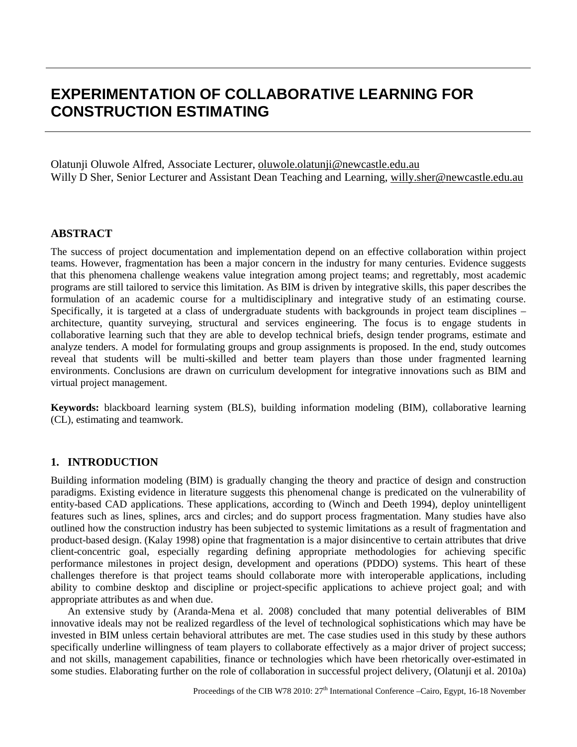# EXPERIMENTATION OF COLLABORATIVE LEARNING FOR CONSTRUCTION ESTIMATING

Olatunji Oluwole Alfred, Associate Lecturer, oluwole.olatunji@newcastle.edu.au
Willy D Sher, Senior Lecturer and Assistant Dean Teaching and Learning, willy.sher@newcastle.edu.au

## ABSTRACT

The success of project documentation and implementation depend on an effective collaboration within project teams. However, fragmentation has been a major concern in the industry for many centuries. Evidence suggests that this phenomena challenge weakens value integration among project teams; and regrettably, most academic programs are still tailored to service this limitation. As BIM is driven by integrative skills, this paper describes the formulation of an academic course for a multidisciplinary and integrative study of an estimating course. Specifically, it is targeted at a class of undergraduate students with backgrounds in project team disciplines – architecture, quantity surveying, structural and services engineering. The focus is to engage students in collaborative learning such that they are able to develop technical briefs, design tender programs, estimate and analyze tenders. A model for formulating groups and group assignments is proposed. In the end, study outcomes reveal that students will be multi-skilled and better team players than those under fragmented learning environments. Conclusions are drawn on curriculum development for integrative innovations such as BIM and virtual project management.

**Keywords:** blackboard learning system (BLS), building information modeling (BIM), collaborative learning (CL), estimating and teamwork.

## 1. INTRODUCTION

Building information modeling (BIM) is gradually changing the theory and practice of design and construction paradigms. Existing evidence in literature suggests this phenomenal change is predicated on the vulnerability of entity-based CAD applications. These applications, according to (Winch and Deeth 1994), deploy unintelligent features such as lines, splines, arcs and circles; and do support process fragmentation. Many studies have also outlined how the construction industry has been subjected to systemic limitations as a result of fragmentation and product-based design. (Kalay 1998) opine that fragmentation is a major disincentive to certain attributes that drive client-concentric goal, especially regarding defining appropriate methodologies for achieving specific performance milestones in project design, development and operations (PDDO) systems. This heart of these challenges therefore is that project teams should collaborate more with interoperable applications, including ability to combine desktop and discipline or project-specific applications to achieve project goal; and with appropriate attributes as and when due.

An extensive study by (Aranda-Mena et al. 2008) concluded that many potential deliverables of BIM innovative ideals may not be realized regardless of the level of technological sophistications which may have be invested in BIM unless certain behavioral attributes are met. The case studies used in this study by these authors specifically underline willingness of team players to collaborate effectively as a major driver of project success; and not skills, management capabilities, finance or technologies which have been rhetorically over-estimated in some studies. Elaborating further on the role of collaboration in successful project delivery, (Olatunji et al. 2010a)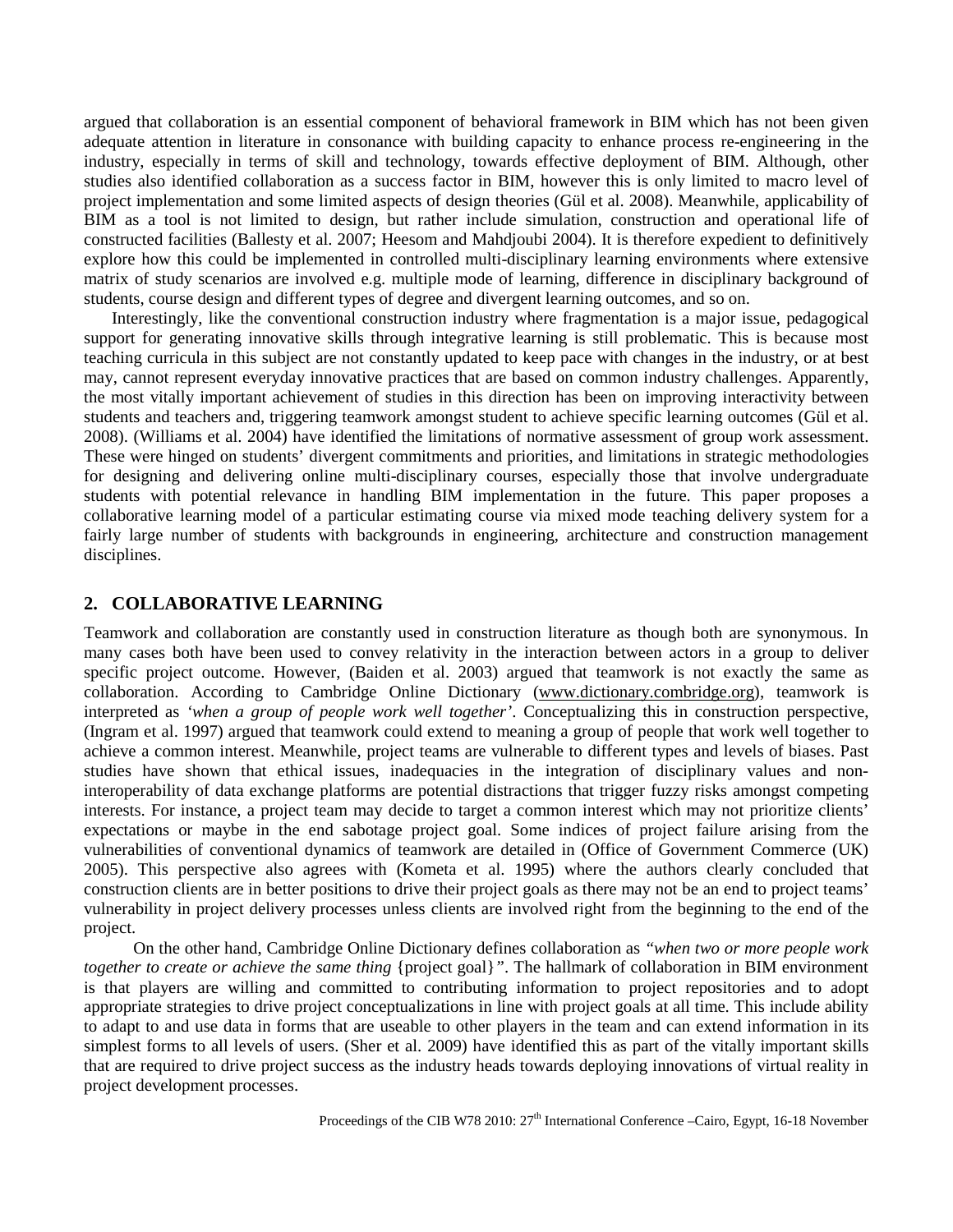argued that collaboration is an essential component of behavioral framework in BIM which has not been given adequate attention in literature in consonance with building capacity to enhance process re-engineering in the industry, especially in terms of skill and technology, towards effective deployment of BIM. Although, other studies also identified collaboration as a success factor in BIM, however this is only limited to macro level of project implementation and some limited aspects of design theories (Gül et al. 2008). Meanwhile, applicability of BIM as a tool is not limited to design, but rather include simulation, construction and operational life of constructed facilities (Ballesty et al. 2007; Heesom and Mahdjoubi 2004). It is therefore expedient to definitively explore how this could be implemented in controlled multi-disciplinary learning environments where extensive matrix of study scenarios are involved e.g. multiple mode of learning, difference in disciplinary background of students, course design and different types of degree and divergent learning outcomes, and so on.

Interestingly, like the conventional construction industry where fragmentation is a major issue, pedagogical support for generating innovative skills through integrative learning is still problematic. This is because most teaching curricula in this subject are not constantly updated to keep pace with changes in the industry, or at best may, cannot represent everyday innovative practices that are based on common industry challenges. Apparently, the most vitally important achievement of studies in this direction has been on improving interactivity between students and teachers and, triggering teamwork amongst student to achieve specific learning outcomes (Gül et al. 2008). (Williams et al. 2004) have identified the limitations of normative assessment of group work assessment. These were hinged on students' divergent commitments and priorities, and limitations in strategic methodologies for designing and delivering online multi-disciplinary courses, especially those that involve undergraduate students with potential relevance in handling BIM implementation in the future. This paper proposes a collaborative learning model of a particular estimating course via mixed mode teaching delivery system for a fairly large number of students with backgrounds in engineering, architecture and construction management disciplines.

## 2. COLLABORATIVE LEARNING

Teamwork and collaboration are constantly used in construction literature as though both are synonymous. In many cases both have been used to convey relativity in the interaction between actors in a group to deliver specific project outcome. However, (Baiden et al. 2003) argued that teamwork is not exactly the same as collaboration. According to Cambridge Online Dictionary (www.dictionary.combridge.org), teamwork is interpreted as *'when a group of people work well together'*. Conceptualizing this in construction perspective, (Ingram et al. 1997) argued that teamwork could extend to meaning a group of people that work well together to achieve a common interest. Meanwhile, project teams are vulnerable to different types and levels of biases. Past studies have shown that ethical issues, inadequacies in the integration of disciplinary values and non-interoperability of data exchange platforms are potential distractions that trigger fuzzy risks amongst competing interests. For instance, a project team may decide to target a common interest which may not prioritize clients' expectations or maybe in the end sabotage project goal. Some indices of project failure arising from the vulnerabilities of conventional dynamics of teamwork are detailed in (Office of Government Commerce (UK) 2005). This perspective also agrees with (Kometa et al. 1995) where the authors clearly concluded that construction clients are in better positions to drive their project goals as there may not be an end to project teams' vulnerability in project delivery processes unless clients are involved right from the beginning to the end of the project.

On the other hand, Cambridge Online Dictionary defines collaboration as *"when two or more people work together to create or achieve the same thing* {project goal}*"*. The hallmark of collaboration in BIM environment is that players are willing and committed to contributing information to project repositories and to adopt appropriate strategies to drive project conceptualizations in line with project goals at all time. This include ability to adapt to and use data in forms that are useable to other players in the team and can extend information in its simplest forms to all levels of users. (Sher et al. 2009) have identified this as part of the vitally important skills that are required to drive project success as the industry heads towards deploying innovations of virtual reality in project development processes.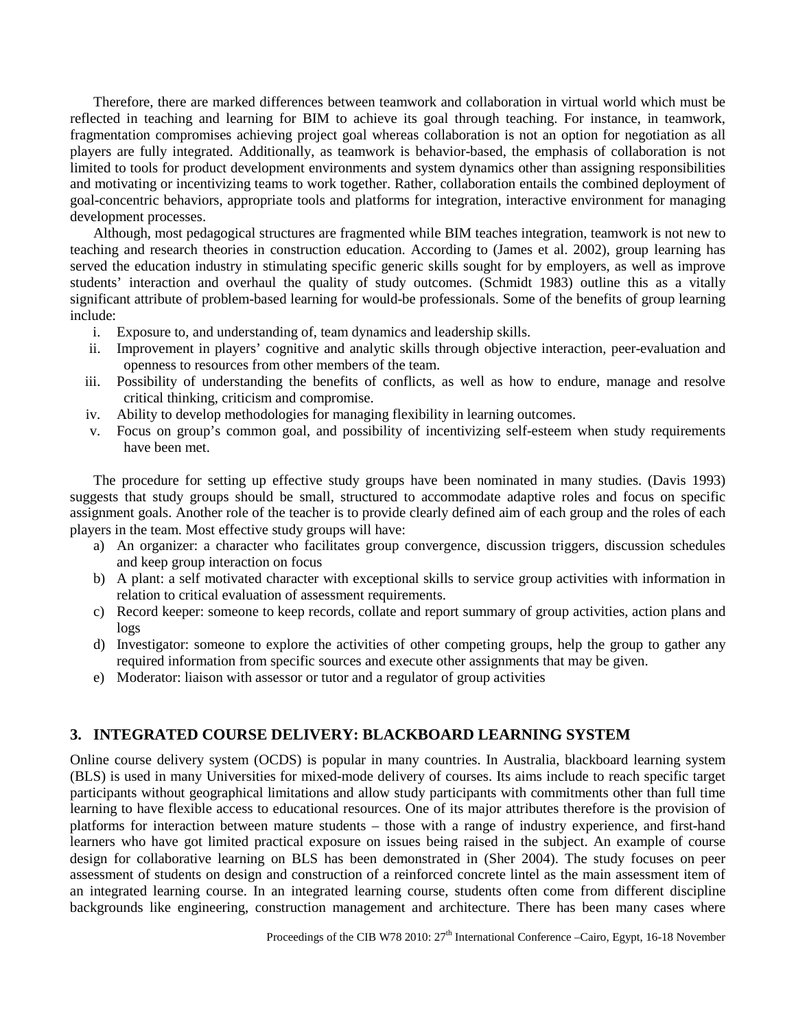Therefore, there are marked differences between teamwork and collaboration in virtual world which must be reflected in teaching and learning for BIM to achieve its goal through teaching. For instance, in teamwork, fragmentation compromises achieving project goal whereas collaboration is not an option for negotiation as all players are fully integrated. Additionally, as teamwork is behavior-based, the emphasis of collaboration is not limited to tools for product development environments and system dynamics other than assigning responsibilities and motivating or incentivizing teams to work together. Rather, collaboration entails the combined deployment of goal-concentric behaviors, appropriate tools and platforms for integration, interactive environment for managing development processes.

Although, most pedagogical structures are fragmented while BIM teaches integration, teamwork is not new to teaching and research theories in construction education. According to (James et al. 2002), group learning has served the education industry in stimulating specific generic skills sought for by employers, as well as improve students' interaction and overhaul the quality of study outcomes. (Schmidt 1983) outline this as a vitally significant attribute of problem-based learning for would-be professionals. Some of the benefits of group learning include:

i. Exposure to, and understanding of, team dynamics and leadership skills.
ii. Improvement in players' cognitive and analytic skills through objective interaction, peer-evaluation and openness to resources from other members of the team.
iii. Possibility of understanding the benefits of conflicts, as well as how to endure, manage and resolve critical thinking, criticism and compromise.
iv. Ability to develop methodologies for managing flexibility in learning outcomes.
v. Focus on group's common goal, and possibility of incentivizing self-esteem when study requirements have been met.

The procedure for setting up effective study groups have been nominated in many studies. (Davis 1993) suggests that study groups should be small, structured to accommodate adaptive roles and focus on specific assignment goals. Another role of the teacher is to provide clearly defined aim of each group and the roles of each players in the team. Most effective study groups will have:

a) An organizer: a character who facilitates group convergence, discussion triggers, discussion schedules and keep group interaction on focus
b) A plant: a self motivated character with exceptional skills to service group activities with information in relation to critical evaluation of assessment requirements.
c) Record keeper: someone to keep records, collate and report summary of group activities, action plans and logs
d) Investigator: someone to explore the activities of other competing groups, help the group to gather any required information from specific sources and execute other assignments that may be given.
e) Moderator: liaison with assessor or tutor and a regulator of group activities

## 3. INTEGRATED COURSE DELIVERY: BLACKBOARD LEARNING SYSTEM

Online course delivery system (OCDS) is popular in many countries. In Australia, blackboard learning system (BLS) is used in many Universities for mixed-mode delivery of courses. Its aims include to reach specific target participants without geographical limitations and allow study participants with commitments other than full time learning to have flexible access to educational resources. One of its major attributes therefore is the provision of platforms for interaction between mature students – those with a range of industry experience, and first-hand learners who have got limited practical exposure on issues being raised in the subject. An example of course design for collaborative learning on BLS has been demonstrated in (Sher 2004). The study focuses on peer assessment of students on design and construction of a reinforced concrete lintel as the main assessment item of an integrated learning course. In an integrated learning course, students often come from different discipline backgrounds like engineering, construction management and architecture. There has been many cases where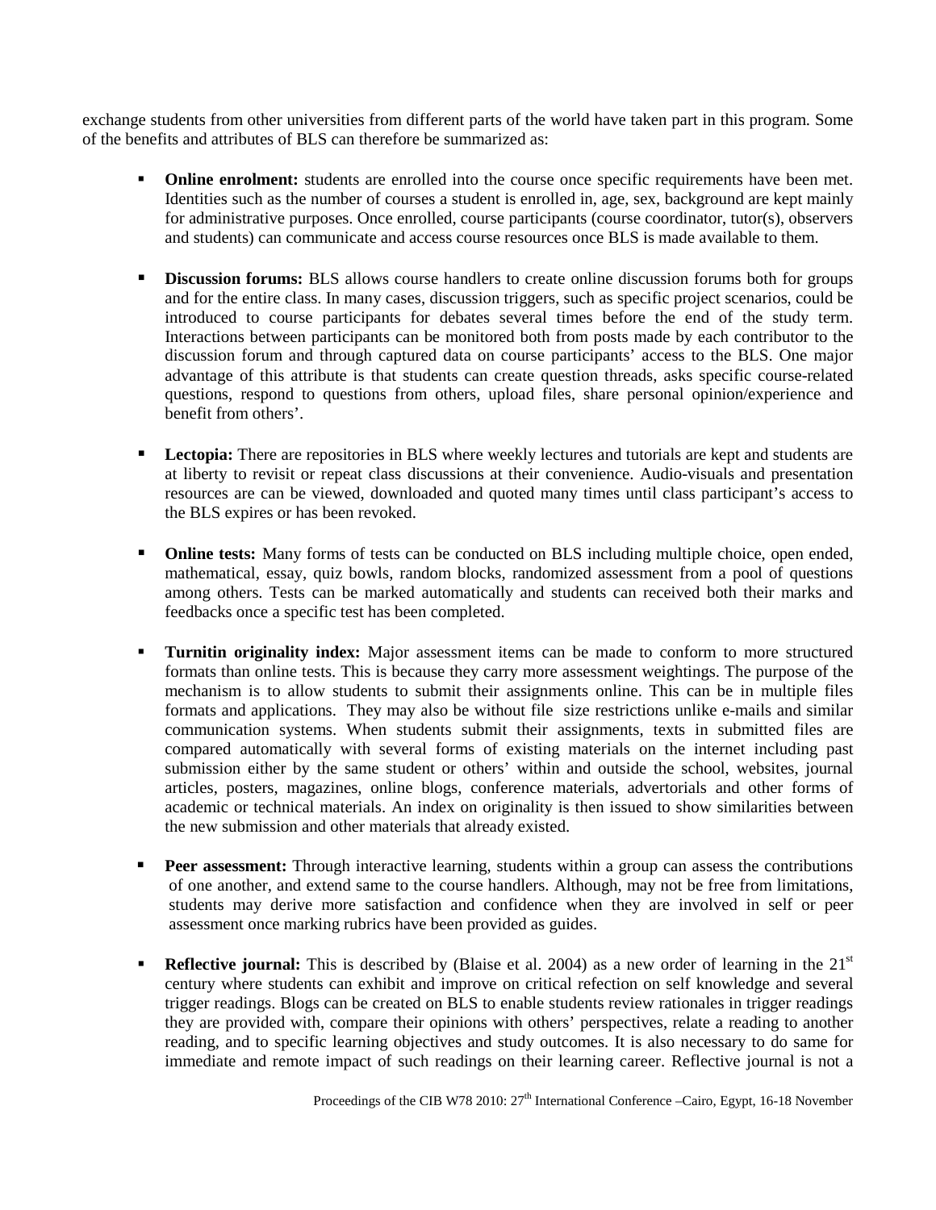exchange students from other universities from different parts of the world have taken part in this program. Some of the benefits and attributes of BLS can therefore be summarized as:

- **Online enrolment:** students are enrolled into the course once specific requirements have been met. Identities such as the number of courses a student is enrolled in, age, sex, background are kept mainly for administrative purposes. Once enrolled, course participants (course coordinator, tutor(s), observers and students) can communicate and access course resources once BLS is made available to them.

- **Discussion forums:** BLS allows course handlers to create online discussion forums both for groups and for the entire class. In many cases, discussion triggers, such as specific project scenarios, could be introduced to course participants for debates several times before the end of the study term. Interactions between participants can be monitored both from posts made by each contributor to the discussion forum and through captured data on course participants' access to the BLS. One major advantage of this attribute is that students can create question threads, asks specific course-related questions, respond to questions from others, upload files, share personal opinion/experience and benefit from others'.

- **Lectopia:** There are repositories in BLS where weekly lectures and tutorials are kept and students are at liberty to revisit or repeat class discussions at their convenience. Audio-visuals and presentation resources are can be viewed, downloaded and quoted many times until class participant's access to the BLS expires or has been revoked.

- **Online tests:** Many forms of tests can be conducted on BLS including multiple choice, open ended, mathematical, essay, quiz bowls, random blocks, randomized assessment from a pool of questions among others. Tests can be marked automatically and students can received both their marks and feedbacks once a specific test has been completed.

- **Turnitin originality index:** Major assessment items can be made to conform to more structured formats than online tests. This is because they carry more assessment weightings. The purpose of the mechanism is to allow students to submit their assignments online. This can be in multiple files formats and applications. They may also be without file size restrictions unlike e-mails and similar communication systems. When students submit their assignments, texts in submitted files are compared automatically with several forms of existing materials on the internet including past submission either by the same student or others' within and outside the school, websites, journal articles, posters, magazines, online blogs, conference materials, advertorials and other forms of academic or technical materials. An index on originality is then issued to show similarities between the new submission and other materials that already existed.

- **Peer assessment:** Through interactive learning, students within a group can assess the contributions of one another, and extend same to the course handlers. Although, may not be free from limitations, students may derive more satisfaction and confidence when they are involved in self or peer assessment once marking rubrics have been provided as guides.

- **Reflective journal:** This is described by (Blaise et al. 2004) as a new order of learning in the 21st century where students can exhibit and improve on critical refection on self knowledge and several trigger readings. Blogs can be created on BLS to enable students review rationales in trigger readings they are provided with, compare their opinions with others' perspectives, relate a reading to another reading, and to specific learning objectives and study outcomes. It is also necessary to do same for immediate and remote impact of such readings on their learning career. Reflective journal is not a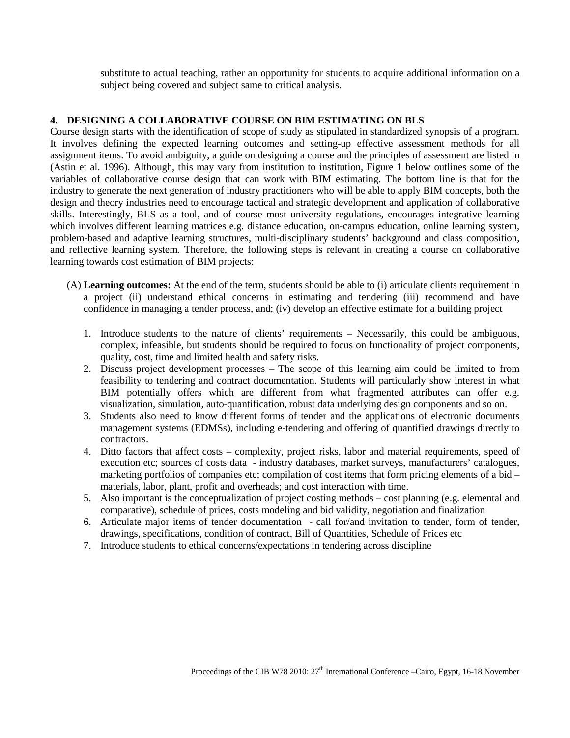substitute to actual teaching, rather an opportunity for students to acquire additional information on a subject being covered and subject same to critical analysis.

## 4. DESIGNING A COLLABORATIVE COURSE ON BIM ESTIMATING ON BLS

Course design starts with the identification of scope of study as stipulated in standardized synopsis of a program. It involves defining the expected learning outcomes and setting-up effective assessment methods for all assignment items. To avoid ambiguity, a guide on designing a course and the principles of assessment are listed in (Astin et al. 1996). Although, this may vary from institution to institution, Figure 1 below outlines some of the variables of collaborative course design that can work with BIM estimating. The bottom line is that for the industry to generate the next generation of industry practitioners who will be able to apply BIM concepts, both the design and theory industries need to encourage tactical and strategic development and application of collaborative skills. Interestingly, BLS as a tool, and of course most university regulations, encourages integrative learning which involves different learning matrices e.g. distance education, on-campus education, online learning system, problem-based and adaptive learning structures, multi-disciplinary students' background and class composition, and reflective learning system. Therefore, the following steps is relevant in creating a course on collaborative learning towards cost estimation of BIM projects:

(A) **Learning outcomes:** At the end of the term, students should be able to (i) articulate clients requirement in a project (ii) understand ethical concerns in estimating and tendering (iii) recommend and have confidence in managing a tender process, and; (iv) develop an effective estimate for a building project

1. Introduce students to the nature of clients' requirements – Necessarily, this could be ambiguous, complex, infeasible, but students should be required to focus on functionality of project components, quality, cost, time and limited health and safety risks.
2. Discuss project development processes – The scope of this learning aim could be limited to from feasibility to tendering and contract documentation. Students will particularly show interest in what BIM potentially offers which are different from what fragmented attributes can offer e.g. visualization, simulation, auto-quantification, robust data underlying design components and so on.
3. Students also need to know different forms of tender and the applications of electronic documents management systems (EDMSs), including e-tendering and offering of quantified drawings directly to contractors.
4. Ditto factors that affect costs – complexity, project risks, labor and material requirements, speed of execution etc; sources of costs data - industry databases, market surveys, manufacturers' catalogues, marketing portfolios of companies etc; compilation of cost items that form pricing elements of a bid – materials, labor, plant, profit and overheads; and cost interaction with time.
5. Also important is the conceptualization of project costing methods – cost planning (e.g. elemental and comparative), schedule of prices, costs modeling and bid validity, negotiation and finalization
6. Articulate major items of tender documentation - call for/and invitation to tender, form of tender, drawings, specifications, condition of contract, Bill of Quantities, Schedule of Prices etc
7. Introduce students to ethical concerns/expectations in tendering across discipline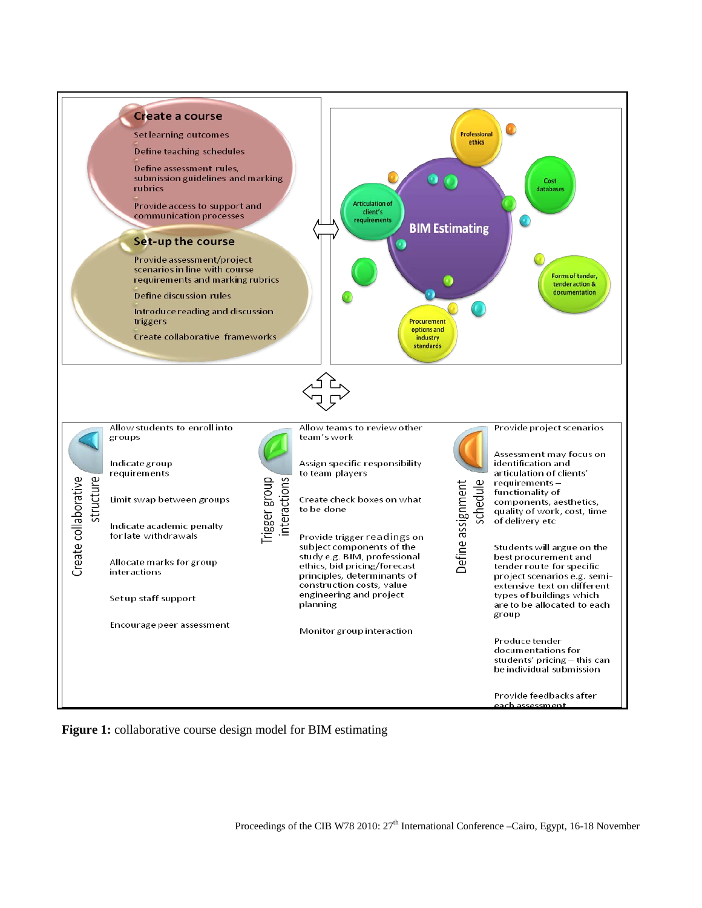**Create a course**

- Set learning outcomes
- Define teaching schedules
- Define assessment rules, submission guidelines and marking rubrics
- Provide access to support and communication processes

**Set-up the course**

- Provide assessment/project scenarios in line with course requirements and marking rubrics
- Define discussion rules
- Introduce reading and discussion triggers
- Create collaborative frameworks

**BIM Estimating**

- Professional ethics
- Cost databases
- Articulation of client's requirements
- Forms of tender, tender action & documentation
- Procurement options and industry standards

**Create collaborative structure**

- Allow students to enroll into groups
- Indicate group requirements
- Limit swap between groups
- Indicate academic penalty for late withdrawals
- Allocate marks for group interactions
- Setup staff support
- Encourage peer assessment

**Trigger group interactions**

- Allow teams to review other team's work
- Assign specific responsibility to team players
- Create check boxes on what to be done
- Provide trigger readings on subject components of the study e.g. BIM, professional ethics, bid pricing/forecast principles, determinants of construction costs, value engineering and project planning
- Monitor group interaction

**Define assignment schedule**

- Provide project scenarios
- Assessment may focus on identification and articulation of clients' requirements – functionality of components, aesthetics, quality of work, cost, time of delivery etc
- Students will argue on the best procurement and tender route for specific project scenarios e.g. semi-extensive text on different types of buildings which are to be allocated to each group
- Produce tender documentations for students' pricing – this can be individual submission
- Provide feedbacks after each assessment

**Figure 1:** collaborative course design model for BIM estimating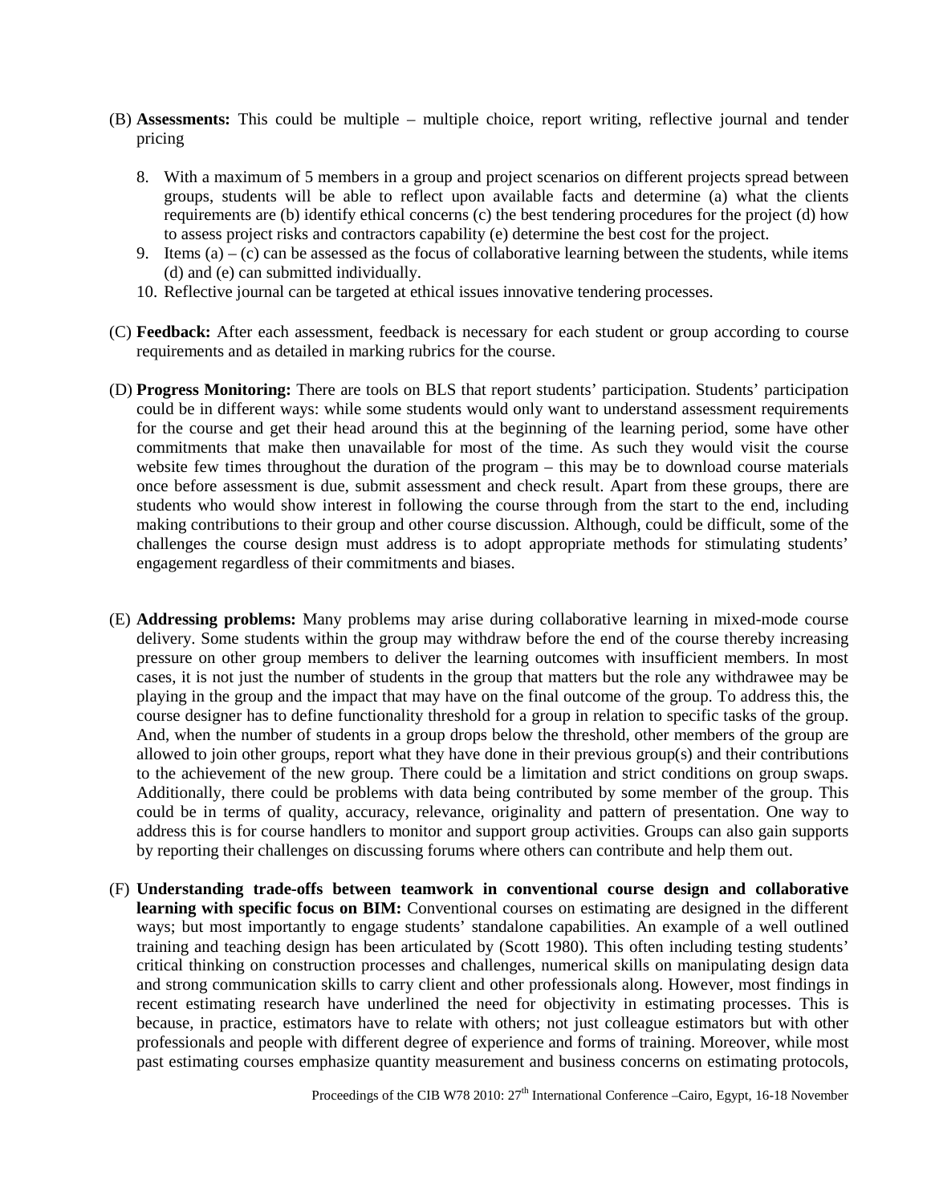(B) **Assessments:** This could be multiple – multiple choice, report writing, reflective journal and tender pricing

8. With a maximum of 5 members in a group and project scenarios on different projects spread between groups, students will be able to reflect upon available facts and determine (a) what the clients requirements are (b) identify ethical concerns (c) the best tendering procedures for the project (d) how to assess project risks and contractors capability (e) determine the best cost for the project.
9. Items (a) – (c) can be assessed as the focus of collaborative learning between the students, while items (d) and (e) can submitted individually.
10. Reflective journal can be targeted at ethical issues innovative tendering processes.

(C) **Feedback:** After each assessment, feedback is necessary for each student or group according to course requirements and as detailed in marking rubrics for the course.

(D) **Progress Monitoring:** There are tools on BLS that report students' participation. Students' participation could be in different ways: while some students would only want to understand assessment requirements for the course and get their head around this at the beginning of the learning period, some have other commitments that make then unavailable for most of the time. As such they would visit the course website few times throughout the duration of the program – this may be to download course materials once before assessment is due, submit assessment and check result. Apart from these groups, there are students who would show interest in following the course through from the start to the end, including making contributions to their group and other course discussion. Although, could be difficult, some of the challenges the course design must address is to adopt appropriate methods for stimulating students' engagement regardless of their commitments and biases.

(E) **Addressing problems:** Many problems may arise during collaborative learning in mixed-mode course delivery. Some students within the group may withdraw before the end of the course thereby increasing pressure on other group members to deliver the learning outcomes with insufficient members. In most cases, it is not just the number of students in the group that matters but the role any withdrawee may be playing in the group and the impact that may have on the final outcome of the group. To address this, the course designer has to define functionality threshold for a group in relation to specific tasks of the group. And, when the number of students in a group drops below the threshold, other members of the group are allowed to join other groups, report what they have done in their previous group(s) and their contributions to the achievement of the new group. There could be a limitation and strict conditions on group swaps. Additionally, there could be problems with data being contributed by some member of the group. This could be in terms of quality, accuracy, relevance, originality and pattern of presentation. One way to address this is for course handlers to monitor and support group activities. Groups can also gain supports by reporting their challenges on discussing forums where others can contribute and help them out.

(F) **Understanding trade-offs between teamwork in conventional course design and collaborative learning with specific focus on BIM:** Conventional courses on estimating are designed in the different ways; but most importantly to engage students' standalone capabilities. An example of a well outlined training and teaching design has been articulated by (Scott 1980). This often including testing students' critical thinking on construction processes and challenges, numerical skills on manipulating design data and strong communication skills to carry client and other professionals along. However, most findings in recent estimating research have underlined the need for objectivity in estimating processes. This is because, in practice, estimators have to relate with others; not just colleague estimators but with other professionals and people with different degree of experience and forms of training. Moreover, while most past estimating courses emphasize quantity measurement and business concerns on estimating protocols,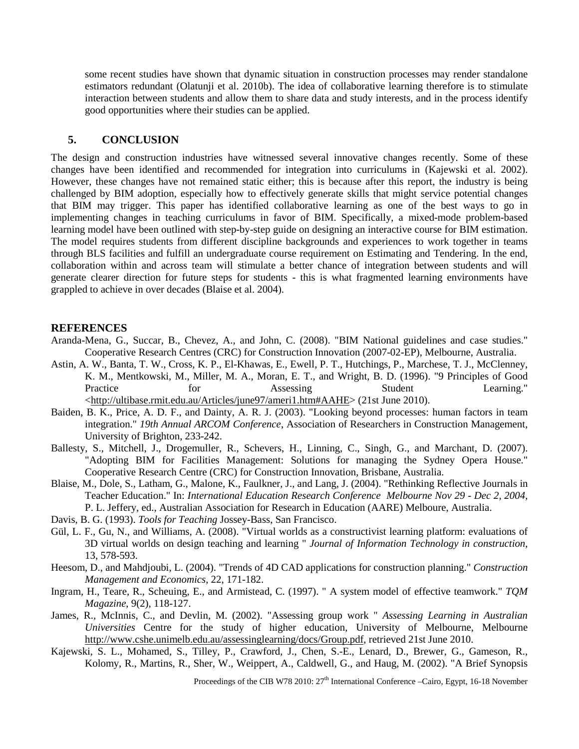some recent studies have shown that dynamic situation in construction processes may render standalone estimators redundant (Olatunji et al. 2010b). The idea of collaborative learning therefore is to stimulate interaction between students and allow them to share data and study interests, and in the process identify good opportunities where their studies can be applied.

## 5. CONCLUSION

The design and construction industries have witnessed several innovative changes recently. Some of these changes have been identified and recommended for integration into curriculums in (Kajewski et al. 2002). However, these changes have not remained static either; this is because after this report, the industry is being challenged by BIM adoption, especially how to effectively generate skills that might service potential changes that BIM may trigger. This paper has identified collaborative learning as one of the best ways to go in implementing changes in teaching curriculums in favor of BIM. Specifically, a mixed-mode problem-based learning model have been outlined with step-by-step guide on designing an interactive course for BIM estimation. The model requires students from different discipline backgrounds and experiences to work together in teams through BLS facilities and fulfill an undergraduate course requirement on Estimating and Tendering. In the end, collaboration within and across team will stimulate a better chance of integration between students and will generate clearer direction for future steps for students - this is what fragmented learning environments have grappled to achieve in over decades (Blaise et al. 2004).

## REFERENCES

Aranda-Mena, G., Succar, B., Chevez, A., and John, C. (2008). "BIM National guidelines and case studies." Cooperative Research Centres (CRC) for Construction Innovation (2007-02-EP), Melbourne, Australia.

Astin, A. W., Banta, T. W., Cross, K. P., El-Khawas, E., Ewell, P. T., Hutchings, P., Marchese, T. J., McClenney, K. M., Mentkowski, M., Miller, M. A., Moran, E. T., and Wright, B. D. (1996). "9 Principles of Good Practice for Assessing Student Learning." <http://ultibase.rmit.edu.au/Articles/june97/ameri1.htm#AAHE> (21st June 2010).

Baiden, B. K., Price, A. D. F., and Dainty, A. R. J. (2003). "Looking beyond processes: human factors in team integration." *19th Annual ARCOM Conference*, Association of Researchers in Construction Management, University of Brighton, 233-242.

Ballesty, S., Mitchell, J., Drogemuller, R., Schevers, H., Linning, C., Singh, G., and Marchant, D. (2007). "Adopting BIM for Facilities Management: Solutions for managing the Sydney Opera House." Cooperative Research Centre (CRC) for Construction Innovation, Brisbane, Australia.

Blaise, M., Dole, S., Latham, G., Malone, K., Faulkner, J., and Lang, J. (2004). "Rethinking Reflective Journals in Teacher Education." In: *International Education Research Conference Melbourne Nov 29 - Dec 2, 2004*, P. L. Jeffery, ed., Australian Association for Research in Education (AARE) Melboure, Australia.

Davis, B. G. (1993). *Tools for Teaching* Jossey-Bass, San Francisco.

Gül, L. F., Gu, N., and Williams, A. (2008). "Virtual worlds as a constructivist learning platform: evaluations of 3D virtual worlds on design teaching and learning " *Journal of Information Technology in construction*, 13, 578-593.

Heesom, D., and Mahdjoubi, L. (2004). "Trends of 4D CAD applications for construction planning." *Construction Management and Economics*, 22, 171-182.

Ingram, H., Teare, R., Scheuing, E., and Armistead, C. (1997). " A system model of effective teamwork." *TQM Magazine*, 9(2), 118-127.

James, R., McInnis, C., and Devlin, M. (2002). "Assessing group work " *Assessing Learning in Australian Universities* Centre for the study of higher education, University of Melbourne, Melbourne http://www.cshe.unimelb.edu.au/assessinglearning/docs/Group.pdf, retrieved 21st June 2010.

Kajewski, S. L., Mohamed, S., Tilley, P., Crawford, J., Chen, S.-E., Lenard, D., Brewer, G., Gameson, R., Kolomy, R., Martins, R., Sher, W., Weippert, A., Caldwell, G., and Haug, M. (2002). "A Brief Synopsis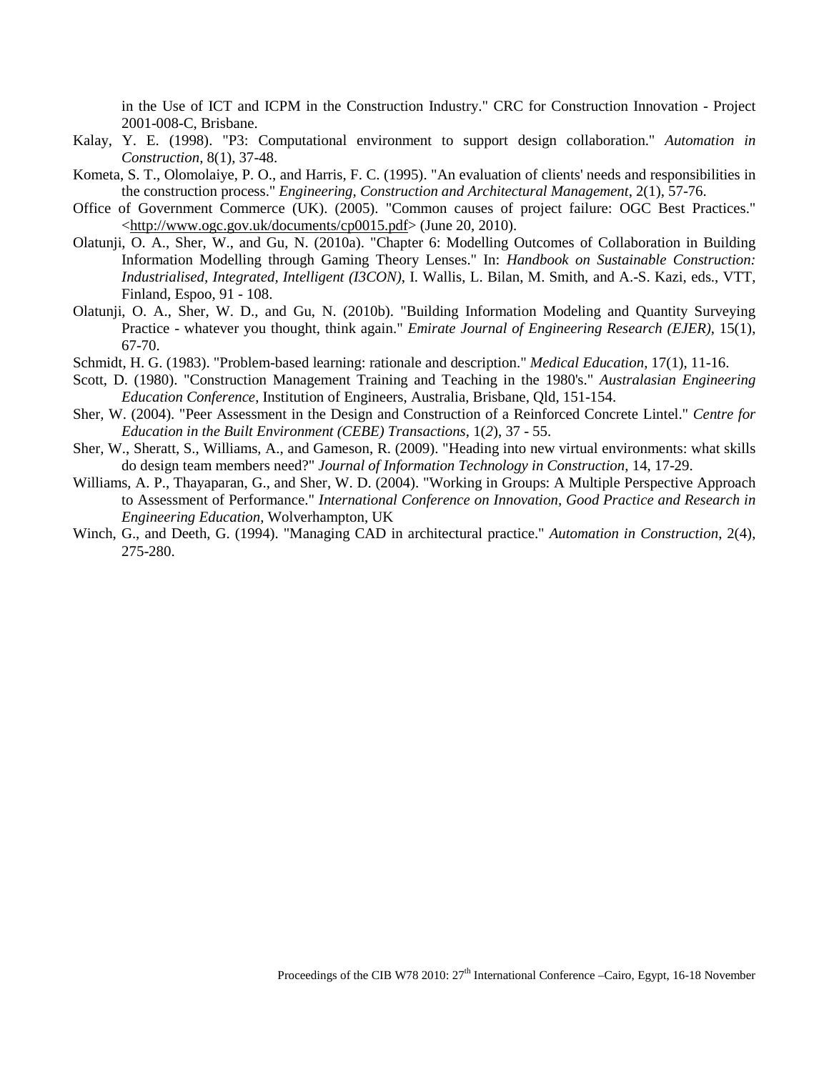in the Use of ICT and ICPM in the Construction Industry." CRC for Construction Innovation - Project 2001-008-C, Brisbane.

Kalay, Y. E. (1998). "P3: Computational environment to support design collaboration." *Automation in Construction*, 8(1), 37-48.

Kometa, S. T., Olomolaiye, P. O., and Harris, F. C. (1995). "An evaluation of clients' needs and responsibilities in the construction process." *Engineering, Construction and Architectural Management*, 2(1), 57-76.

Office of Government Commerce (UK). (2005). "Common causes of project failure: OGC Best Practices." <http://www.ogc.gov.uk/documents/cp0015.pdf> (June 20, 2010).

Olatunji, O. A., Sher, W., and Gu, N. (2010a). "Chapter 6: Modelling Outcomes of Collaboration in Building Information Modelling through Gaming Theory Lenses." In: *Handbook on Sustainable Construction: Industrialised, Integrated, Intelligent (I3CON)*, I. Wallis, L. Bilan, M. Smith, and A.-S. Kazi, eds., VTT, Finland, Espoo, 91 - 108.

Olatunji, O. A., Sher, W. D., and Gu, N. (2010b). "Building Information Modeling and Quantity Surveying Practice - whatever you thought, think again." *Emirate Journal of Engineering Research (EJER)*, 15(1), 67-70.

Schmidt, H. G. (1983). "Problem-based learning: rationale and description." *Medical Education*, 17(1), 11-16.

Scott, D. (1980). "Construction Management Training and Teaching in the 1980's." *Australasian Engineering Education Conference*, Institution of Engineers, Australia, Brisbane, Qld, 151-154.

Sher, W. (2004). "Peer Assessment in the Design and Construction of a Reinforced Concrete Lintel." *Centre for Education in the Built Environment (CEBE) Transactions*, 1(*2*), 37 - 55.

Sher, W., Sheratt, S., Williams, A., and Gameson, R. (2009). "Heading into new virtual environments: what skills do design team members need?" *Journal of Information Technology in Construction*, 14, 17-29.

Williams, A. P., Thayaparan, G., and Sher, W. D. (2004). "Working in Groups: A Multiple Perspective Approach to Assessment of Performance." *International Conference on Innovation, Good Practice and Research in Engineering Education*, Wolverhampton, UK

Winch, G., and Deeth, G. (1994). "Managing CAD in architectural practice." *Automation in Construction*, 2(4), 275-280.